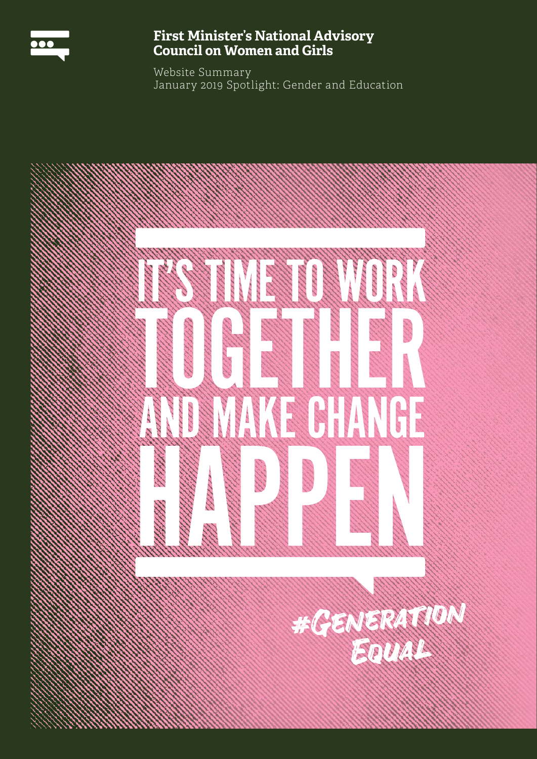# First Minister's National Advisory Council on Women and Girls

Website Summary
January 2019 Spotlight: Gender and Education

IT'S TIME TO WORK TOGETHER AND MAKE CHANGE HAPPEN

#GenerationEqual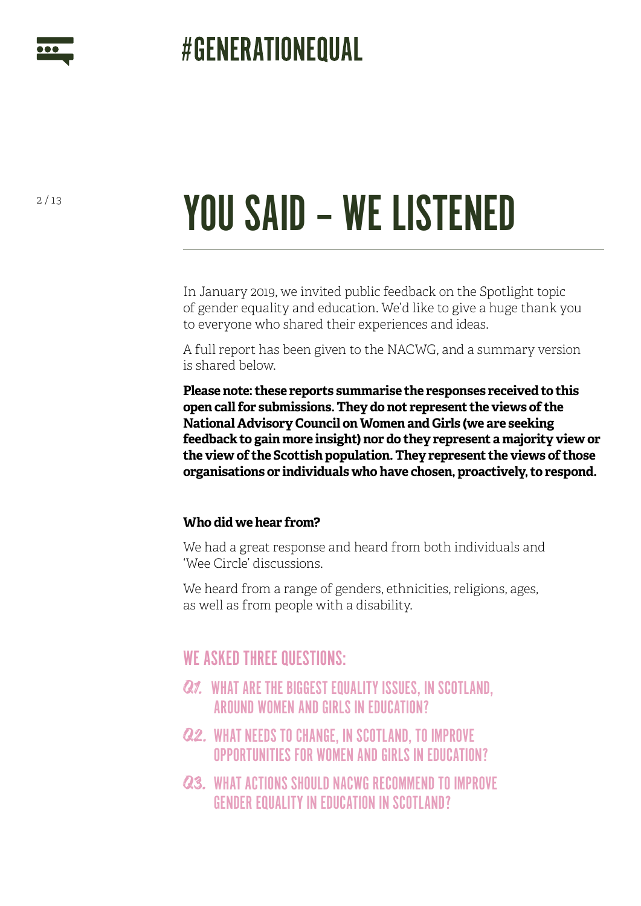# YOU SAID – WE LISTENED

In January 2019, we invited public feedback on the Spotlight topic of gender equality and education. We'd like to give a huge thank you to everyone who shared their experiences and ideas.

A full report has been given to the NACWG, and a summary version is shared below.

**Please note: these reports summarise the responses received to this open call for submissions. They do not represent the views of the National Advisory Council on Women and Girls (we are seeking feedback to gain more insight) nor do they represent a majority view or the view of the Scottish population. They represent the views of those organisations or individuals who have chosen, proactively, to respond.**

**Who did we hear from?**

We had a great response and heard from both individuals and 'Wee Circle' discussions.

We heard from a range of genders, ethnicities, religions, ages, as well as from people with a disability.

## WE ASKED THREE QUESTIONS:

**Q1.** WHAT ARE THE BIGGEST EQUALITY ISSUES, IN SCOTLAND, AROUND WOMEN AND GIRLS IN EDUCATION?

**Q2.** WHAT NEEDS TO CHANGE, IN SCOTLAND, TO IMPROVE OPPORTUNITIES FOR WOMEN AND GIRLS IN EDUCATION?

**Q3.** WHAT ACTIONS SHOULD NACWG RECOMMEND TO IMPROVE GENDER EQUALITY IN EDUCATION IN SCOTLAND?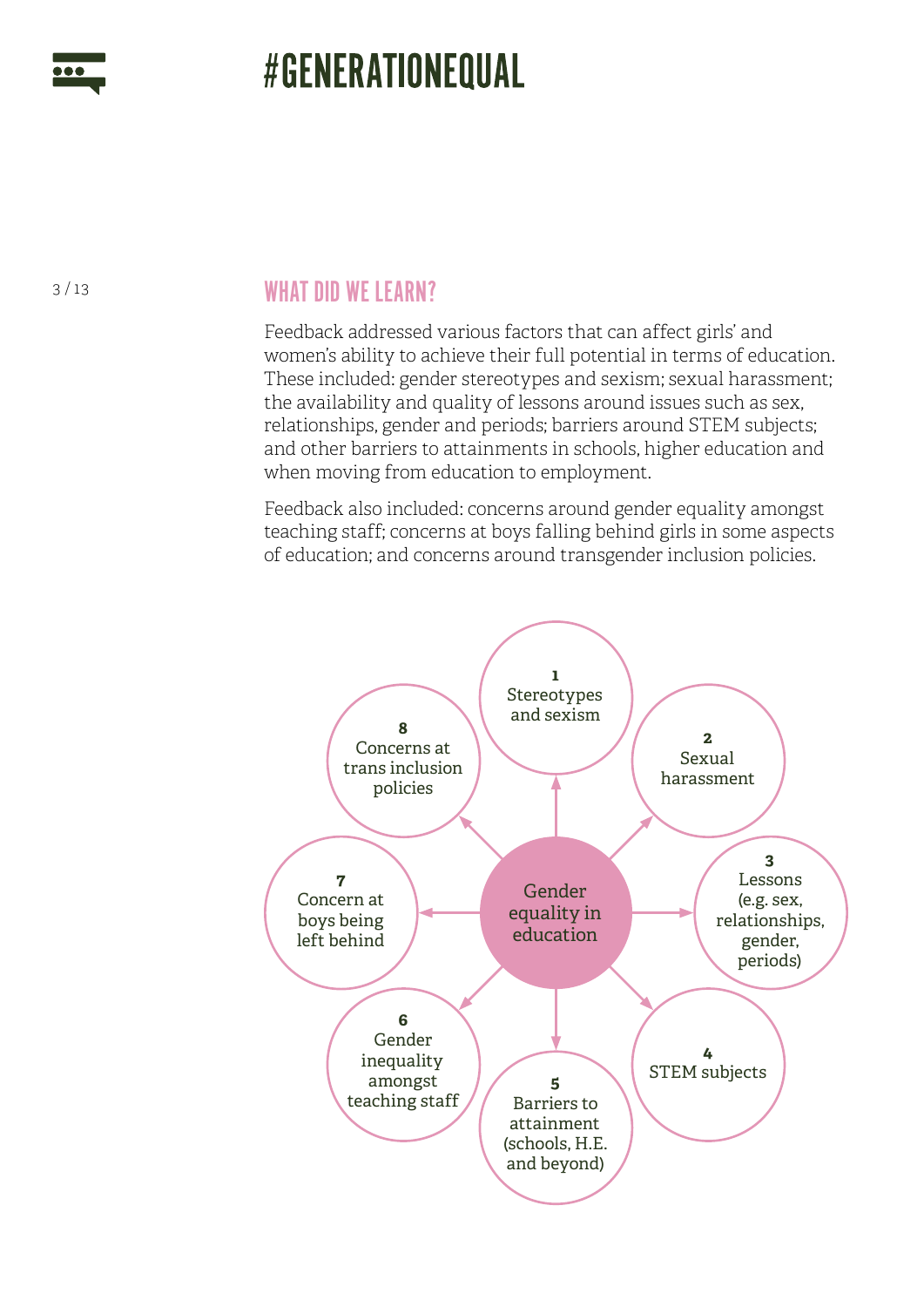## WHAT DID WE LEARN?

Feedback addressed various factors that can affect girls' and women's ability to achieve their full potential in terms of education. These included: gender stereotypes and sexism; sexual harassment; the availability and quality of lessons around issues such as sex, relationships, gender and periods; barriers around STEM subjects; and other barriers to attainments in schools, higher education and when moving from education to employment.

Feedback also included: concerns around gender equality amongst teaching staff; concerns at boys falling behind girls in some aspects of education; and concerns around transgender inclusion policies.

Gender equality in education

1. Stereotypes and sexism
2. Sexual harassment
3. Lessons (e.g. sex, relationships, gender, periods)
4. STEM subjects
5. Barriers to attainment (schools, H.E. and beyond)
6. Gender inequality amongst teaching staff
7. Concern at boys being left behind
8. Concerns at trans inclusion policies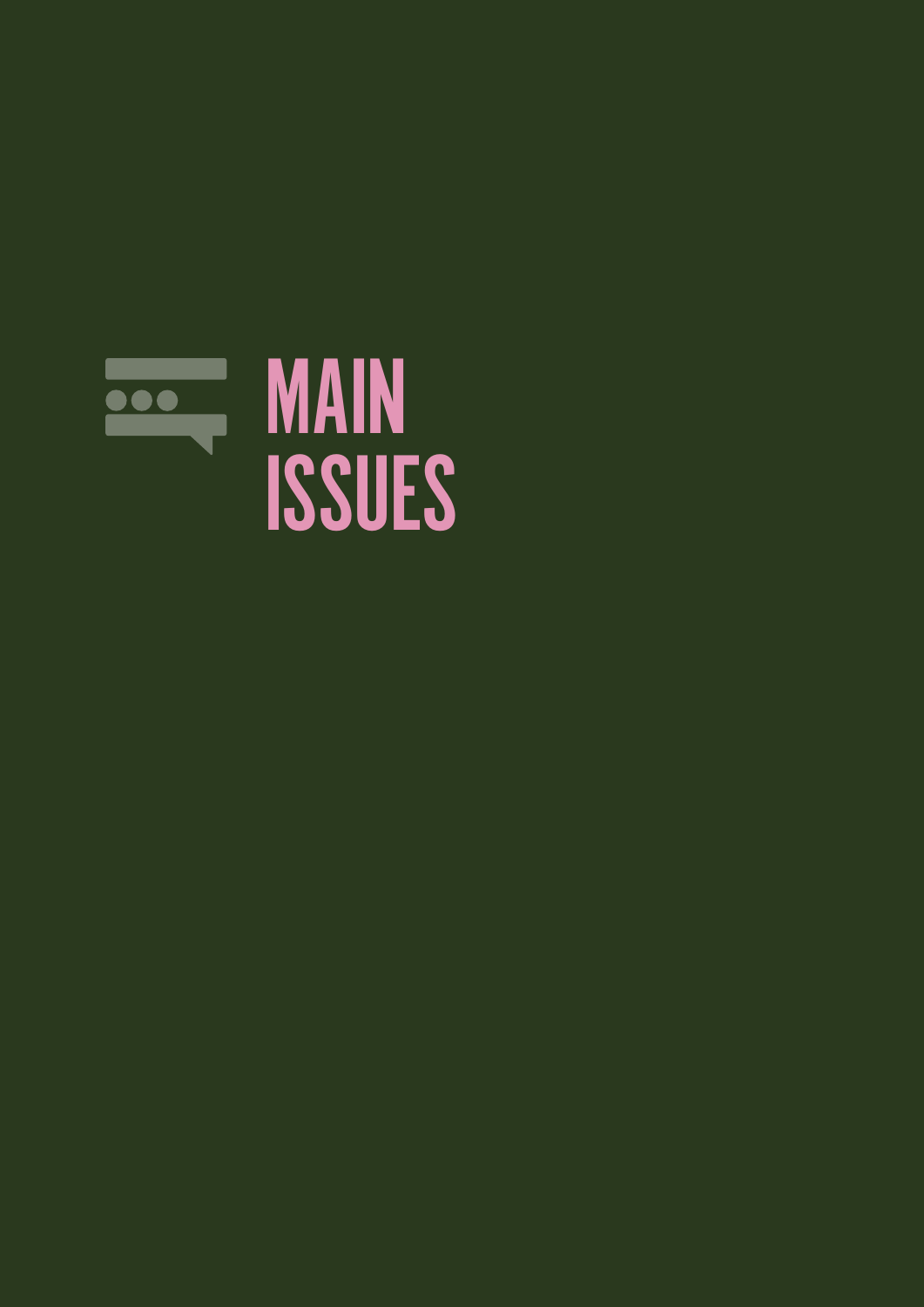# MAIN ISSUES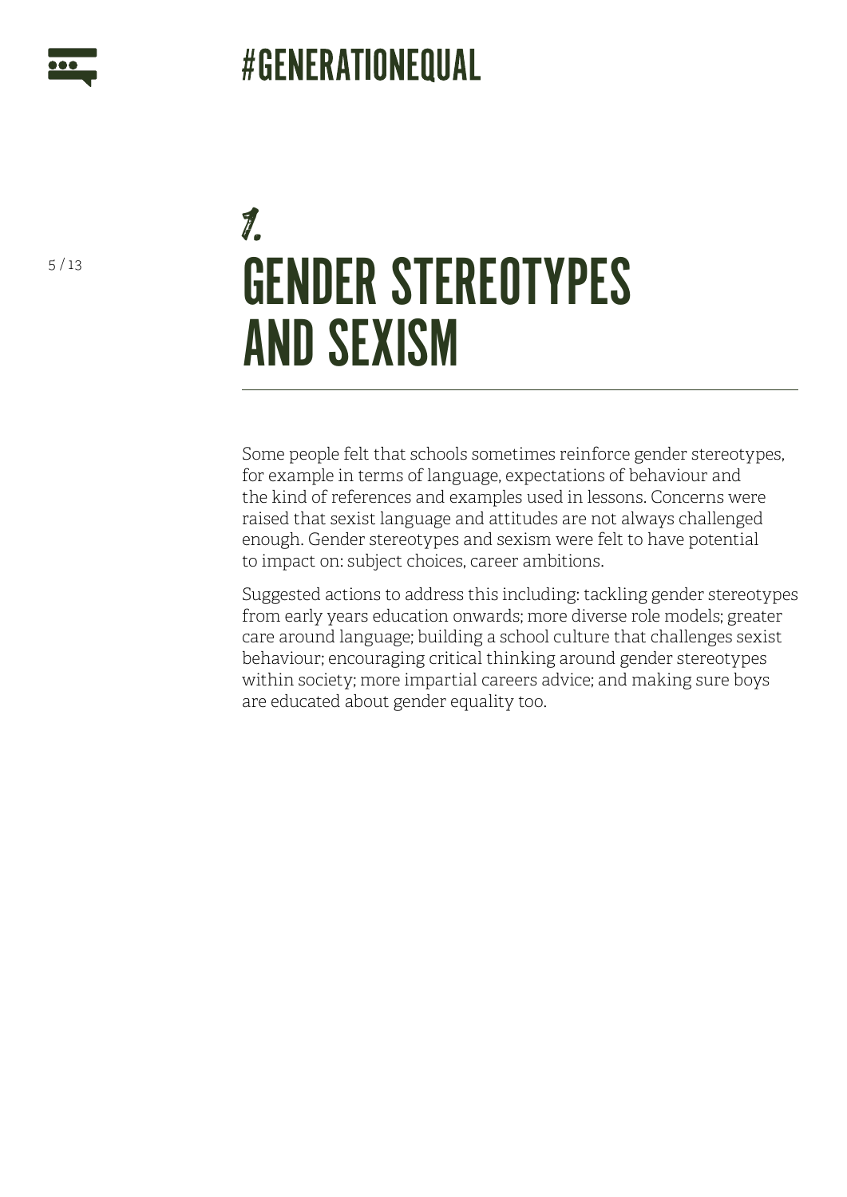# 1. GENDER STEREOTYPES AND SEXISM

Some people felt that schools sometimes reinforce gender stereotypes, for example in terms of language, expectations of behaviour and the kind of references and examples used in lessons. Concerns were raised that sexist language and attitudes are not always challenged enough. Gender stereotypes and sexism were felt to have potential to impact on: subject choices, career ambitions.

Suggested actions to address this including: tackling gender stereotypes from early years education onwards; more diverse role models; greater care around language; building a school culture that challenges sexist behaviour; encouraging critical thinking around gender stereotypes within society; more impartial careers advice; and making sure boys are educated about gender equality too.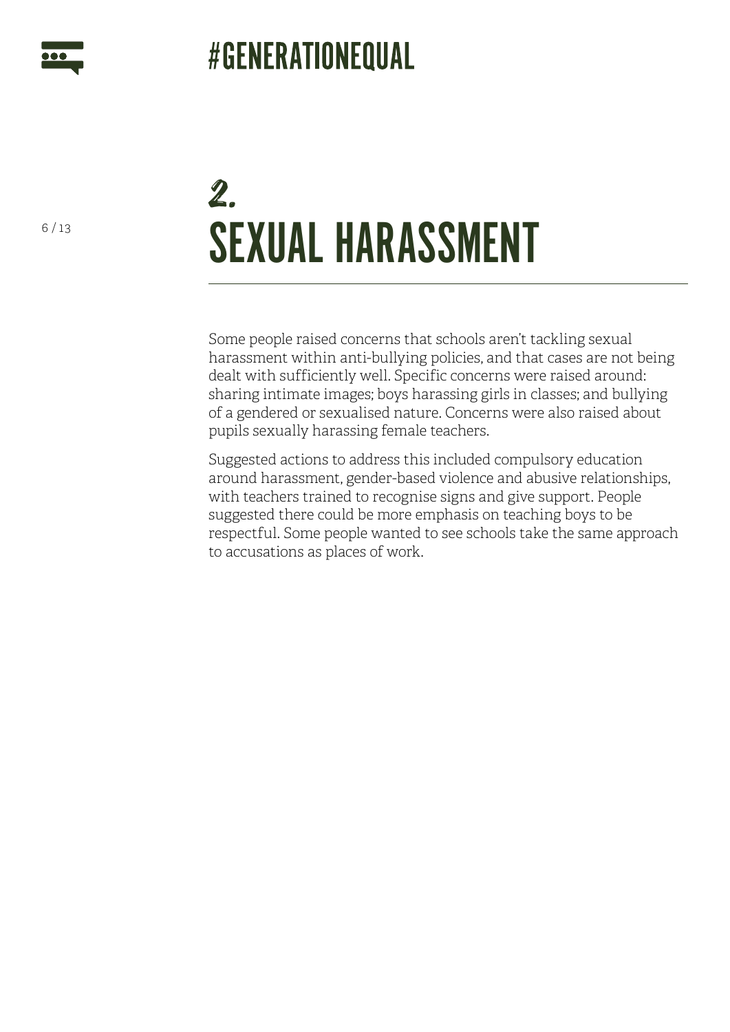# 2. SEXUAL HARASSMENT

Some people raised concerns that schools aren't tackling sexual harassment within anti-bullying policies, and that cases are not being dealt with sufficiently well. Specific concerns were raised around: sharing intimate images; boys harassing girls in classes; and bullying of a gendered or sexualised nature. Concerns were also raised about pupils sexually harassing female teachers.

Suggested actions to address this included compulsory education around harassment, gender-based violence and abusive relationships, with teachers trained to recognise signs and give support. People suggested there could be more emphasis on teaching boys to be respectful. Some people wanted to see schools take the same approach to accusations as places of work.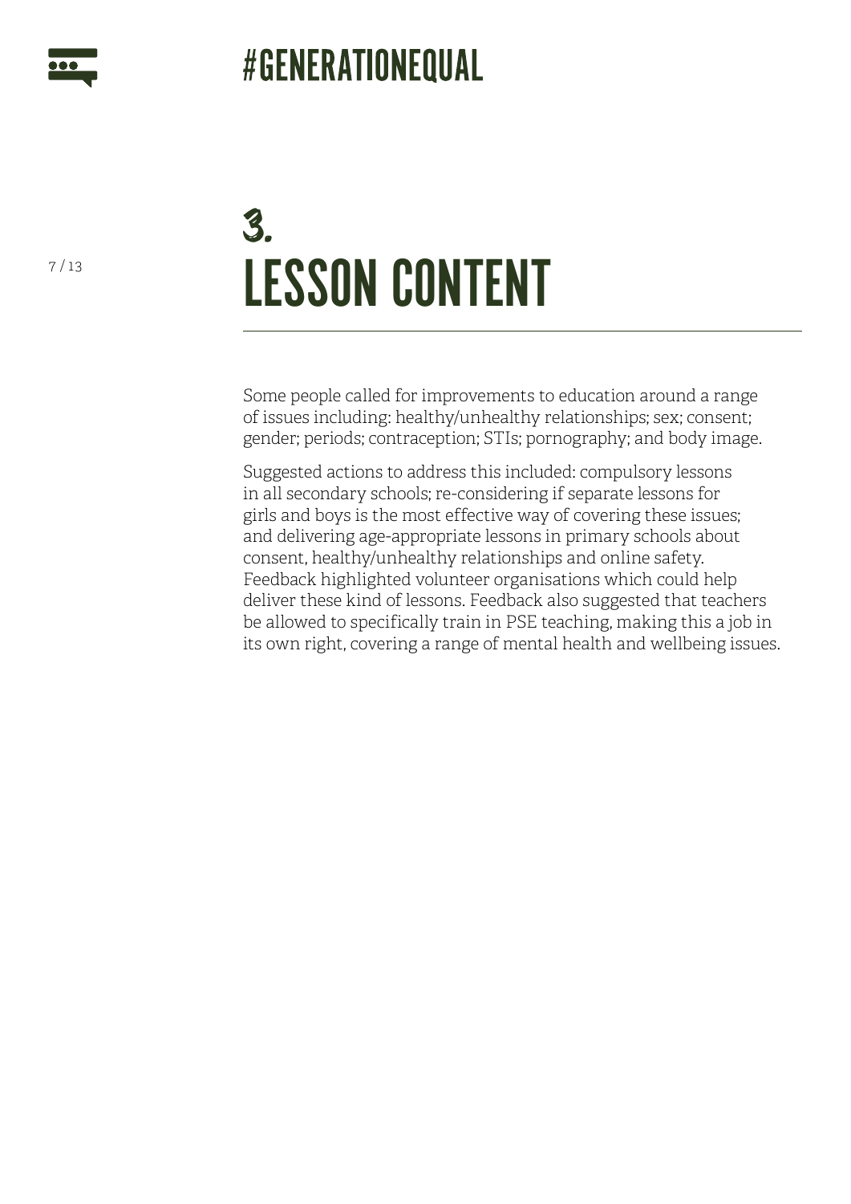# 3. LESSON CONTENT

Some people called for improvements to education around a range of issues including: healthy/unhealthy relationships; sex; consent; gender; periods; contraception; STIs; pornography; and body image.

Suggested actions to address this included: compulsory lessons in all secondary schools; re-considering if separate lessons for girls and boys is the most effective way of covering these issues; and delivering age-appropriate lessons in primary schools about consent, healthy/unhealthy relationships and online safety. Feedback highlighted volunteer organisations which could help deliver these kind of lessons. Feedback also suggested that teachers be allowed to specifically train in PSE teaching, making this a job in its own right, covering a range of mental health and wellbeing issues.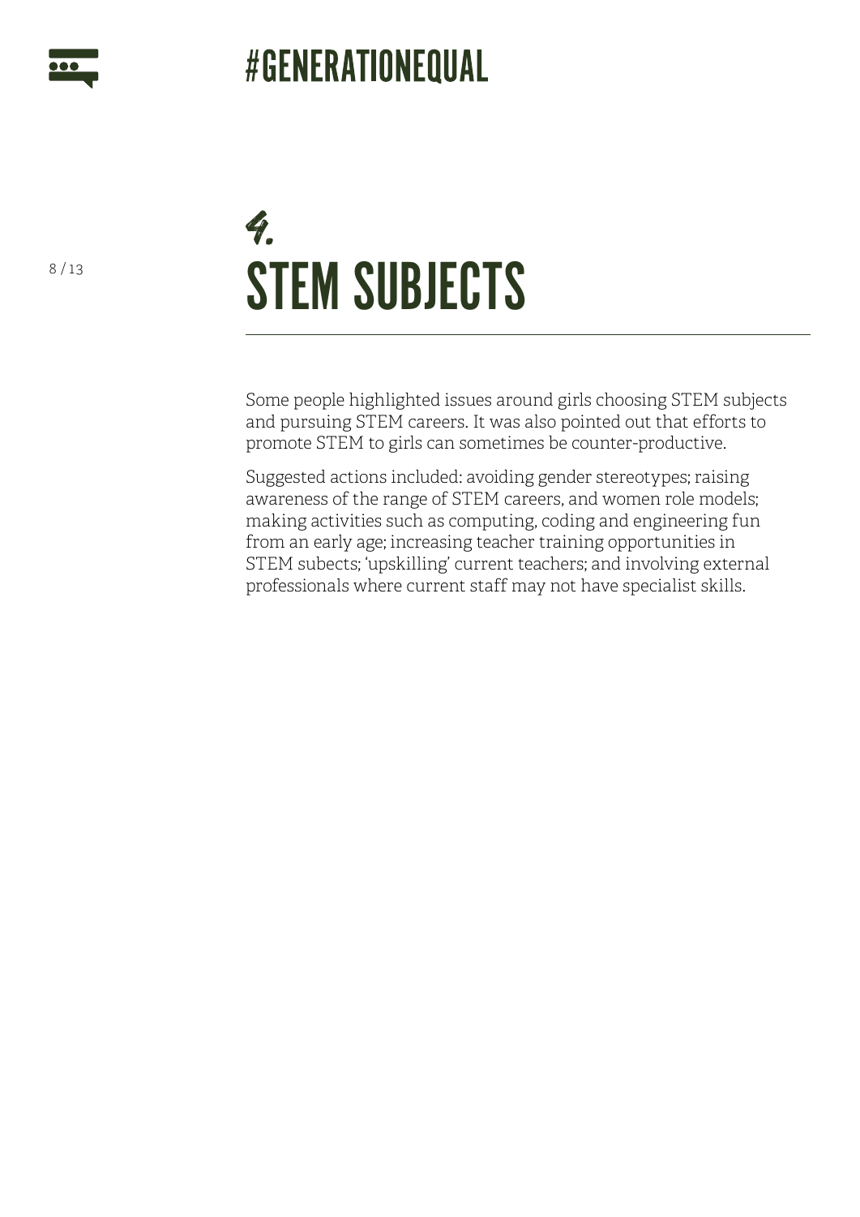# 4. STEM SUBJECTS

Some people highlighted issues around girls choosing STEM subjects and pursuing STEM careers. It was also pointed out that efforts to promote STEM to girls can sometimes be counter-productive.

Suggested actions included: avoiding gender stereotypes; raising awareness of the range of STEM careers, and women role models; making activities such as computing, coding and engineering fun from an early age; increasing teacher training opportunities in STEM subects; 'upskilling' current teachers; and involving external professionals where current staff may not have specialist skills.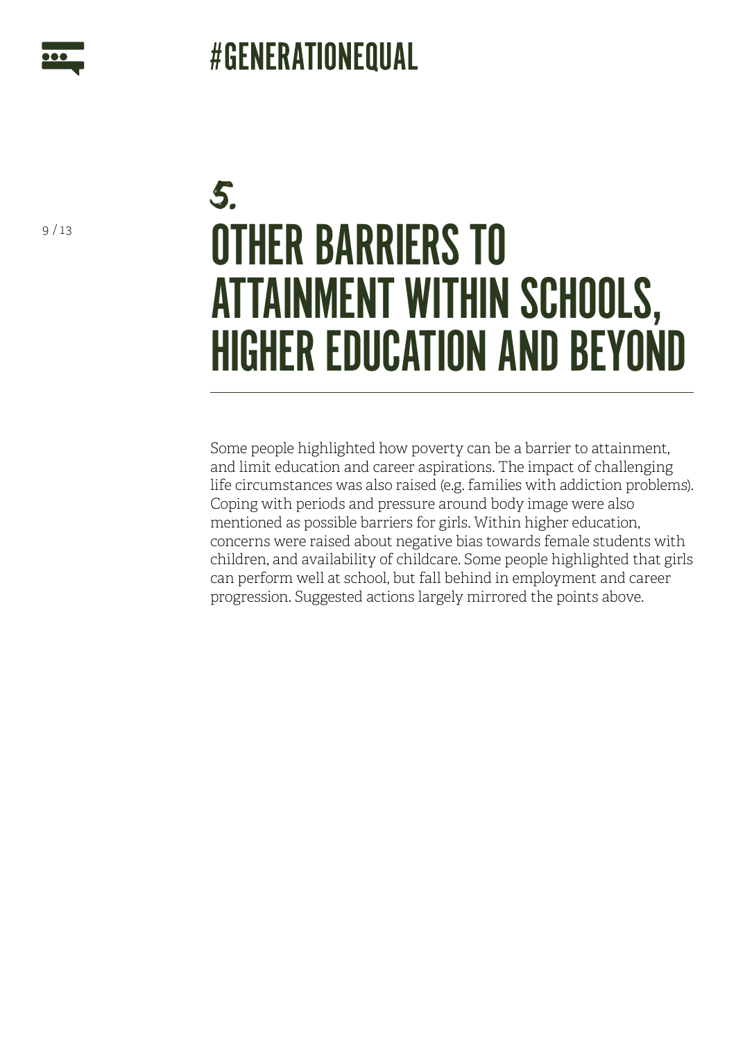## 5.

# OTHER BARRIERS TO ATTAINMENT WITHIN SCHOOLS, HIGHER EDUCATION AND BEYOND

Some people highlighted how poverty can be a barrier to attainment, and limit education and career aspirations. The impact of challenging life circumstances was also raised (e.g. families with addiction problems). Coping with periods and pressure around body image were also mentioned as possible barriers for girls. Within higher education, concerns were raised about negative bias towards female students with children, and availability of childcare. Some people highlighted that girls can perform well at school, but fall behind in employment and career progression. Suggested actions largely mirrored the points above.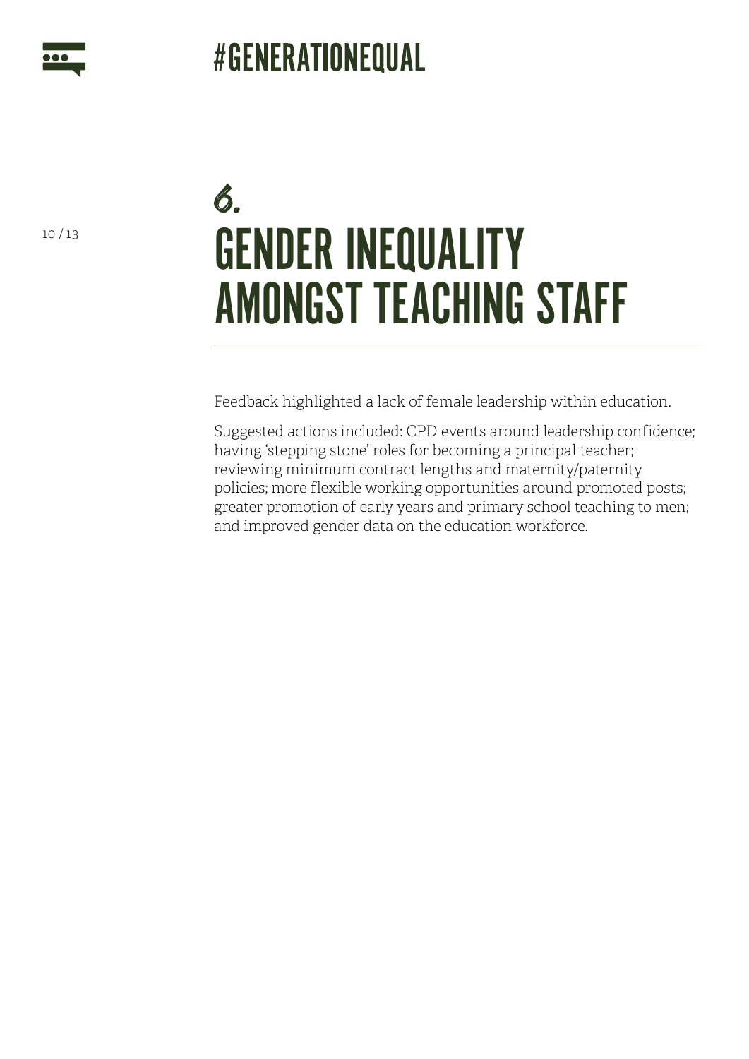# 6. GENDER INEQUALITY AMONGST TEACHING STAFF

Feedback highlighted a lack of female leadership within education.

Suggested actions included: CPD events around leadership confidence; having 'stepping stone' roles for becoming a principal teacher; reviewing minimum contract lengths and maternity/paternity policies; more flexible working opportunities around promoted posts; greater promotion of early years and primary school teaching to men; and improved gender data on the education workforce.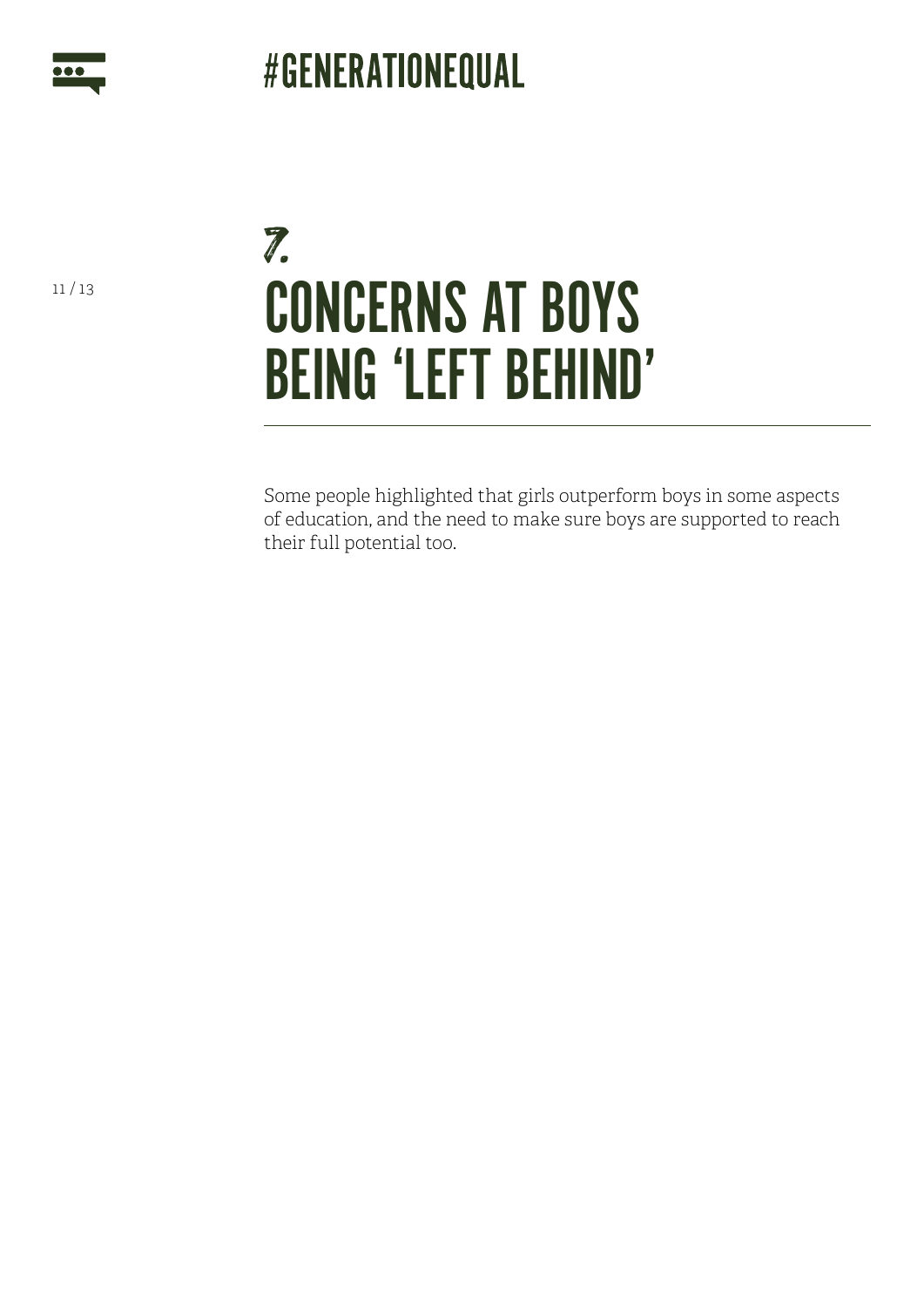# 7. CONCERNS AT BOYS BEING 'LEFT BEHIND'

Some people highlighted that girls outperform boys in some aspects of education, and the need to make sure boys are supported to reach their full potential too.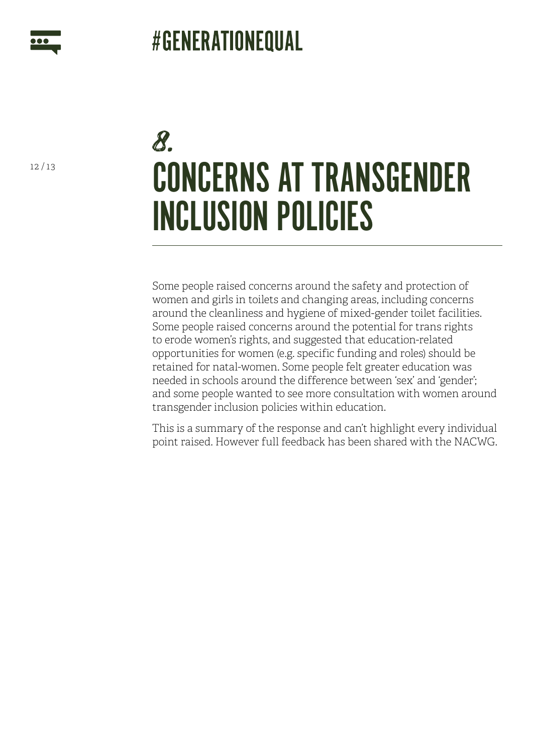# 8. CONCERNS AT TRANSGENDER INCLUSION POLICIES

Some people raised concerns around the safety and protection of women and girls in toilets and changing areas, including concerns around the cleanliness and hygiene of mixed-gender toilet facilities. Some people raised concerns around the potential for trans rights to erode women's rights, and suggested that education-related opportunities for women (e.g. specific funding and roles) should be retained for natal-women. Some people felt greater education was needed in schools around the difference between 'sex' and 'gender'; and some people wanted to see more consultation with women around transgender inclusion policies within education.

This is a summary of the response and can't highlight every individual point raised. However full feedback has been shared with the NACWG.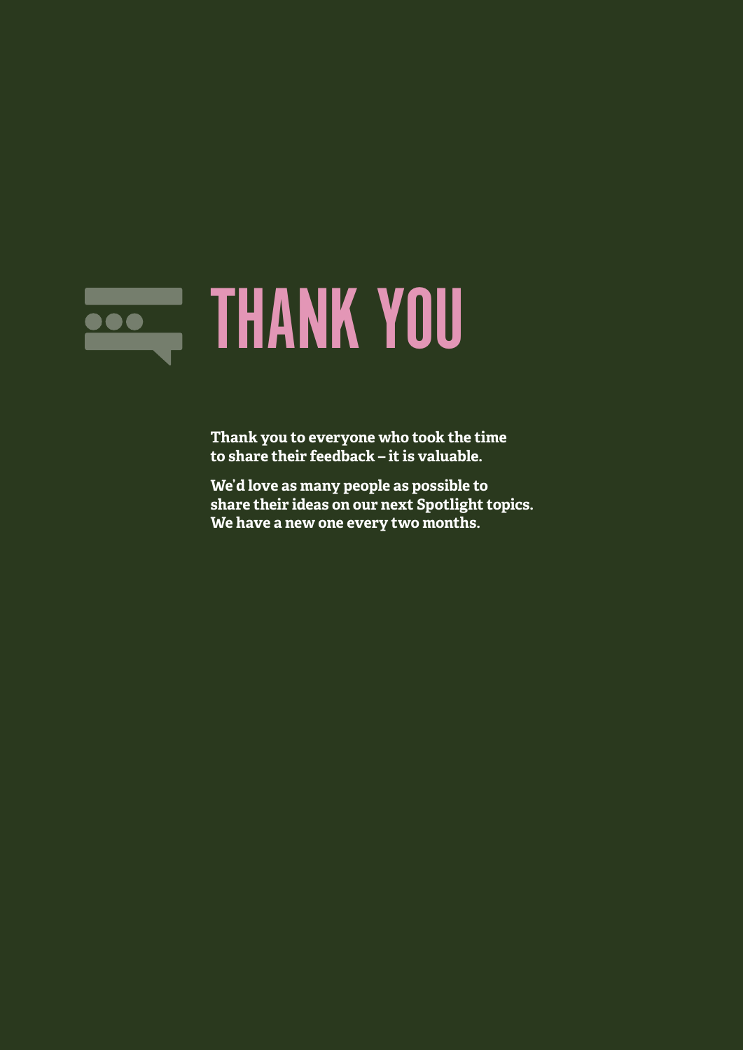# THANK YOU

**Thank you to everyone who took the time to share their feedback – it is valuable.**

**We'd love as many people as possible to share their ideas on our next Spotlight topics. We have a new one every two months.**